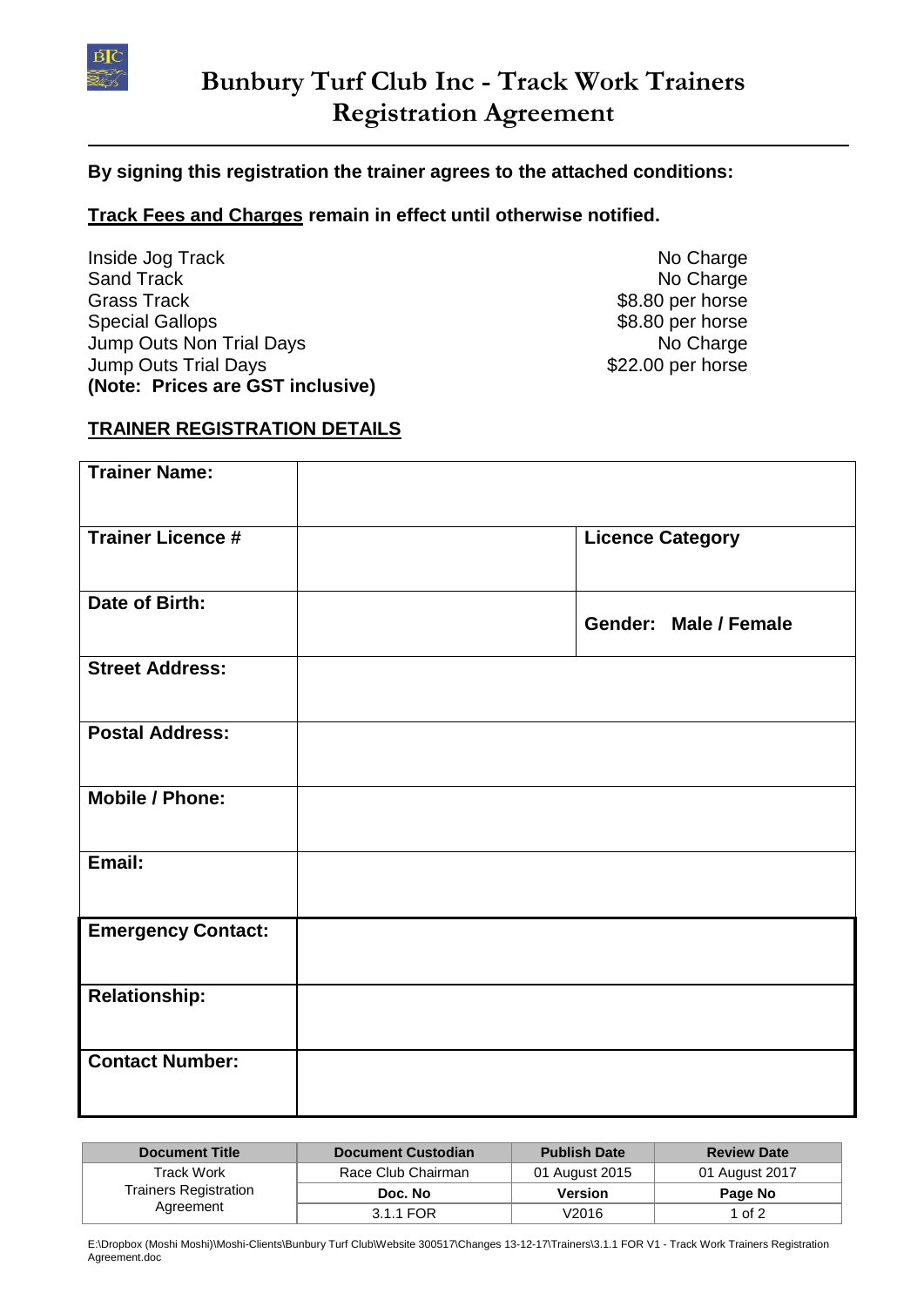# Bunbury Turf Club Inc - Track Work Trainers Registration Agreement

**By signing this registration the trainer agrees to the attached conditions:**

**<u>Track Fees and Charges</u> remain in effect until otherwise notified.**

| | |
|---|---|
| Inside Jog Track | No Charge |
| Sand Track | No Charge |
| Grass Track | $8.80 per horse |
| Special Gallops | $8.80 per horse |
| Jump Outs Non Trial Days | No Charge |
| Jump Outs Trial Days | $22.00 per horse |

**(Note: Prices are GST inclusive)**

## TRAINER REGISTRATION DETAILS

| | | |
|---|---|---|
| **Trainer Name:** | | |
| **Trainer Licence #** | | **Licence Category** |
| **Date of Birth:** | | **Gender: Male / Female** |
| **Street Address:** | | |
| **Postal Address:** | | |
| **Mobile / Phone:** | | |
| **Email:** | | |
| **Emergency Contact:** | | |
| **Relationship:** | | |
| **Contact Number:** | | |

| Document Title | Document Custodian | Publish Date | Review Date |
|---|---|---|---|
| Track Work Trainers Registration Agreement | Race Club Chairman | 01 August 2015 | 01 August 2017 |
| | **Doc. No** | **Version** | **Page No** |
| | 3.1.1 FOR | V2016 | 1 of 2 |

E:\Dropbox (Moshi Moshi)\Moshi-Clients\Bunbury Turf Club\Website 300517\Changes 13-12-17\Trainers\3.1.1 FOR V1 - Track Work Trainers Registration Agreement.doc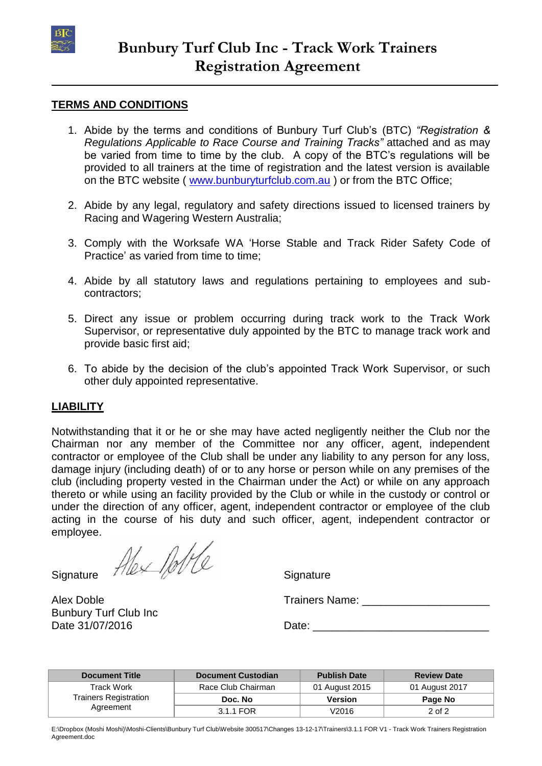# Bunbury Turf Club Inc - Track Work Trainers Registration Agreement

## TERMS AND CONDITIONS

1. Abide by the terms and conditions of Bunbury Turf Club's (BTC) *"Registration & Regulations Applicable to Race Course and Training Tracks"* attached and as may be varied from time to time by the club. A copy of the BTC's regulations will be provided to all trainers at the time of registration and the latest version is available on the BTC website ( www.bunburyturfclub.com.au ) or from the BTC Office;
2. Abide by any legal, regulatory and safety directions issued to licensed trainers by Racing and Wagering Western Australia;
3. Comply with the Worksafe WA 'Horse Stable and Track Rider Safety Code of Practice' as varied from time to time;
4. Abide by all statutory laws and regulations pertaining to employees and sub-contractors;
5. Direct any issue or problem occurring during track work to the Track Work Supervisor, or representative duly appointed by the BTC to manage track work and provide basic first aid;
6. To abide by the decision of the club's appointed Track Work Supervisor, or such other duly appointed representative.

## LIABILITY

Notwithstanding that it or he or she may have acted negligently neither the Club nor the Chairman nor any member of the Committee nor any officer, agent, independent contractor or employee of the Club shall be under any liability to any person for any loss, damage injury (including death) of or to any horse or person while on any premises of the club (including property vested in the Chairman under the Act) or while on any approach thereto or while using an facility provided by the Club or while in the custody or control or under the direction of any officer, agent, independent contractor or employee of the club acting in the course of his duty and such officer, agent, independent contractor or employee.

Signature *Alex Doble*

Alex Doble
Bunbury Turf Club Inc
Date 31/07/2016

Signature

Trainers Name: ____________________

Date: ____________________________

| Document Title | Document Custodian | Publish Date | Review Date |
|---|---|---|---|
| Track Work Trainers Registration Agreement | Race Club Chairman | 01 August 2015 | 01 August 2017 |
| | **Doc. No** | **Version** | **Page No** |
| | 3.1.1 FOR | V2016 | 2 of 2 |

E:\Dropbox (Moshi Moshi)\Moshi-Clients\Bunbury Turf Club\Website 300517\Changes 13-12-17\Trainers\3.1.1 FOR V1 - Track Work Trainers Registration Agreement.doc